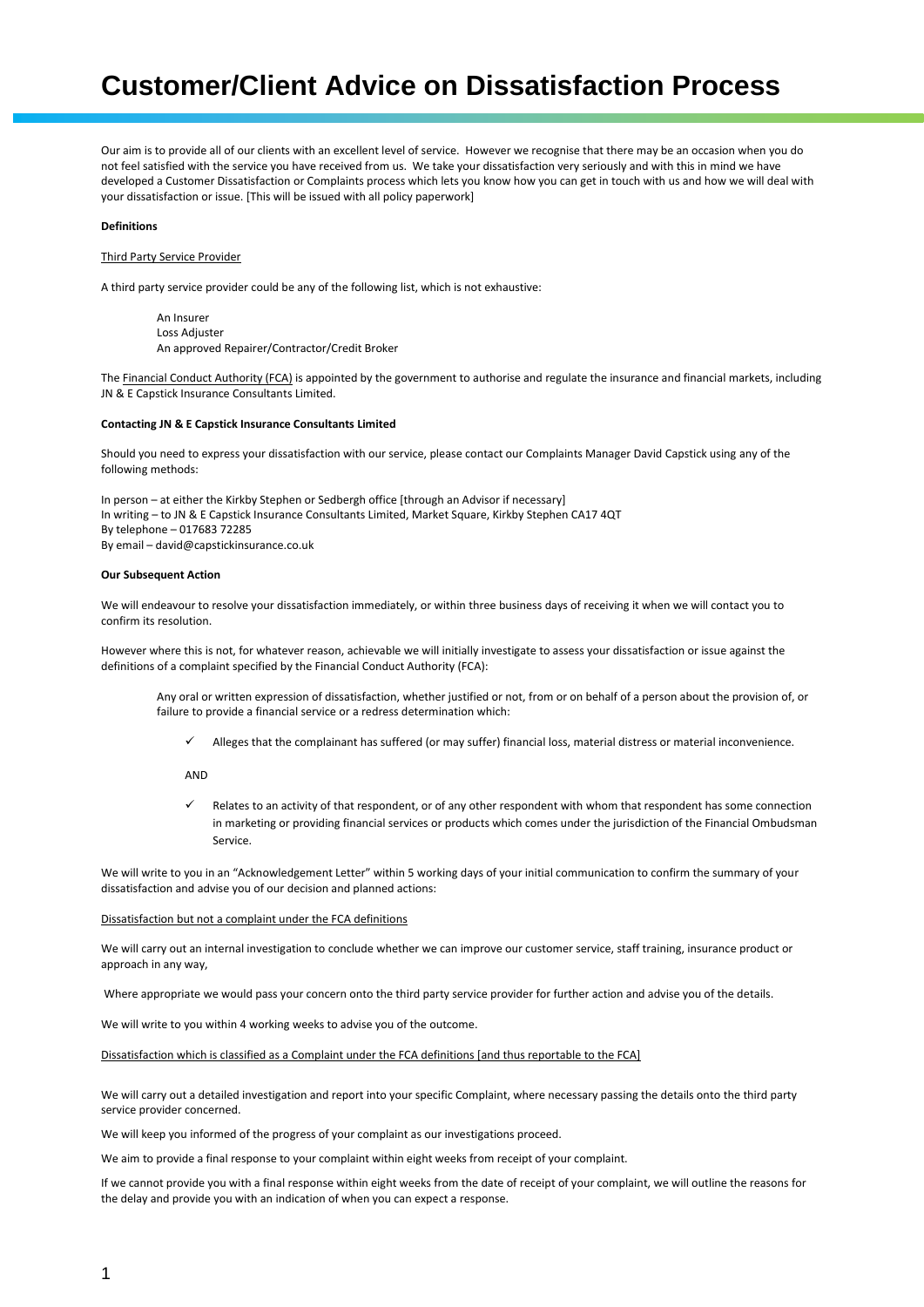# Customer/Client Advice on Dissatisfaction Process

Our aim is to provide all of our clients with an excellent level of service. However we recognise that there may be an occasion when you do not feel satisfied with the service you have received from us. We take your dissatisfaction very seriously and with this in mind we have developed a Customer Dissatisfaction or Complaints process which lets you know how you can get in touch with us and how we will deal with your dissatisfaction or issue. [This will be issued with all policy paperwork]

**Definitions**

Third Party Service Provider

A third party service provider could be any of the following list, which is not exhaustive:

> An Insurer
> Loss Adjuster
> An approved Repairer/Contractor/Credit Broker

The Financial Conduct Authority (FCA) is appointed by the government to authorise and regulate the insurance and financial markets, including JN & E Capstick Insurance Consultants Limited.

**Contacting JN & E Capstick Insurance Consultants Limited**

Should you need to express your dissatisfaction with our service, please contact our Complaints Manager David Capstick using any of the following methods:

In person – at either the Kirkby Stephen or Sedbergh office [through an Advisor if necessary]
In writing – to JN & E Capstick Insurance Consultants Limited, Market Square, Kirkby Stephen CA17 4QT
By telephone – 017683 72285
By email – david@capstickinsurance.co.uk

**Our Subsequent Action**

We will endeavour to resolve your dissatisfaction immediately, or within three business days of receiving it when we will contact you to confirm its resolution.

However where this is not, for whatever reason, achievable we will initially investigate to assess your dissatisfaction or issue against the definitions of a complaint specified by the Financial Conduct Authority (FCA):

> Any oral or written expression of dissatisfaction, whether justified or not, from or on behalf of a person about the provision of, or failure to provide a financial service or a redress determination which:
>
> - ✓ Alleges that the complainant has suffered (or may suffer) financial loss, material distress or material inconvenience.
>
> AND
>
> - ✓ Relates to an activity of that respondent, or of any other respondent with whom that respondent has some connection in marketing or providing financial services or products which comes under the jurisdiction of the Financial Ombudsman Service.

We will write to you in an "Acknowledgement Letter" within 5 working days of your initial communication to confirm the summary of your dissatisfaction and advise you of our decision and planned actions:

Dissatisfaction but not a complaint under the FCA definitions

We will carry out an internal investigation to conclude whether we can improve our customer service, staff training, insurance product or approach in any way,

Where appropriate we would pass your concern onto the third party service provider for further action and advise you of the details.

We will write to you within 4 working weeks to advise you of the outcome.

Dissatisfaction which is classified as a Complaint under the FCA definitions [and thus reportable to the FCA]

We will carry out a detailed investigation and report into your specific Complaint, where necessary passing the details onto the third party service provider concerned.

We will keep you informed of the progress of your complaint as our investigations proceed.

We aim to provide a final response to your complaint within eight weeks from receipt of your complaint.

If we cannot provide you with a final response within eight weeks from the date of receipt of your complaint, we will outline the reasons for the delay and provide you with an indication of when you can expect a response.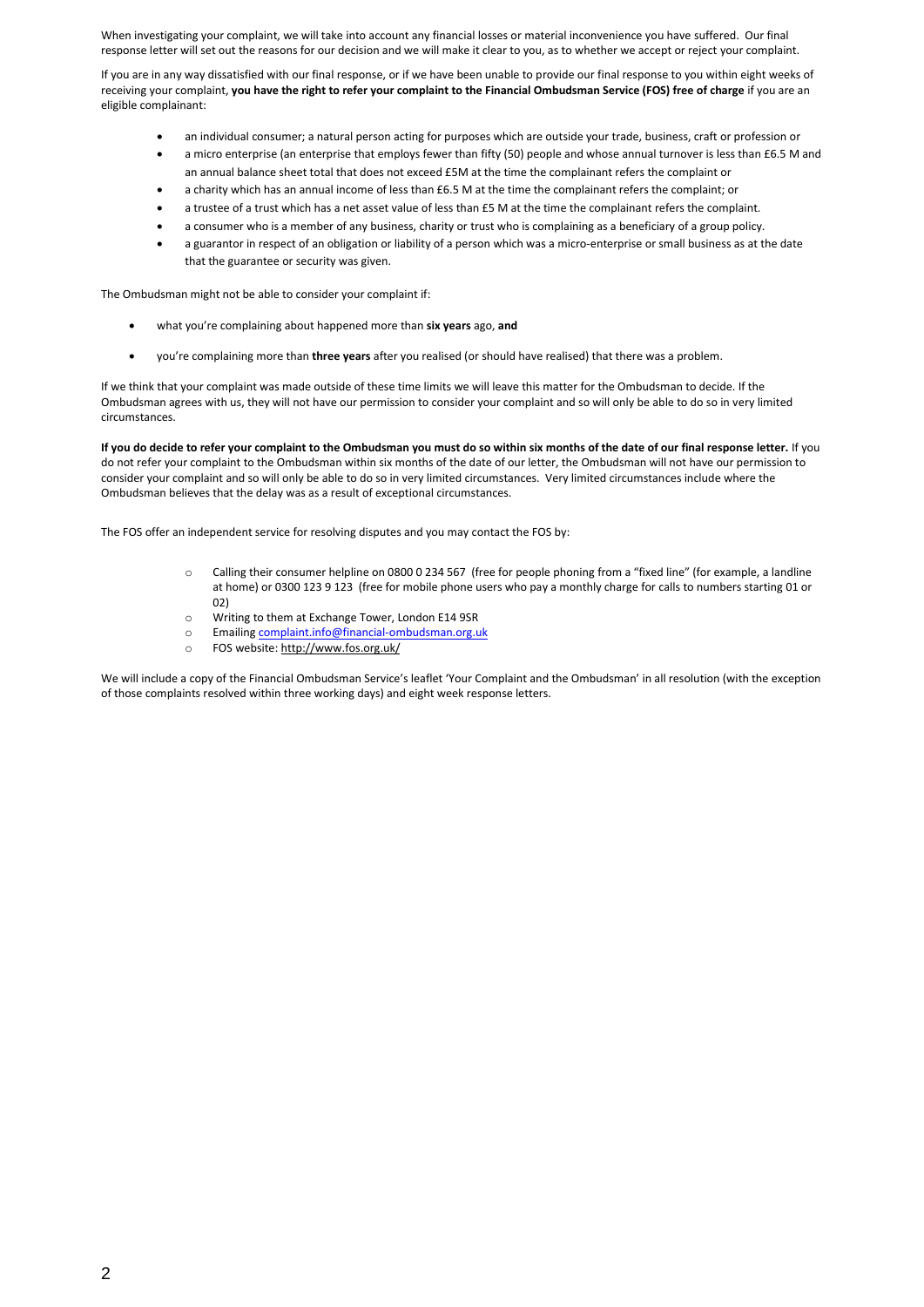When investigating your complaint, we will take into account any financial losses or material inconvenience you have suffered. Our final response letter will set out the reasons for our decision and we will make it clear to you, as to whether we accept or reject your complaint.

If you are in any way dissatisfied with our final response, or if we have been unable to provide our final response to you within eight weeks of receiving your complaint, **you have the right to refer your complaint to the Financial Ombudsman Service (FOS) free of charge** if you are an eligible complainant:

- an individual consumer; a natural person acting for purposes which are outside your trade, business, craft or profession or
- a micro enterprise (an enterprise that employs fewer than fifty (50) people and whose annual turnover is less than £6.5 M and an annual balance sheet total that does not exceed £5M at the time the complainant refers the complaint or
- a charity which has an annual income of less than £6.5 M at the time the complainant refers the complaint; or
- a trustee of a trust which has a net asset value of less than £5 M at the time the complainant refers the complaint.
- a consumer who is a member of any business, charity or trust who is complaining as a beneficiary of a group policy.
- a guarantor in respect of an obligation or liability of a person which was a micro-enterprise or small business as at the date that the guarantee or security was given.

The Ombudsman might not be able to consider your complaint if:

- what you're complaining about happened more than **six years** ago, **and**
- you're complaining more than **three years** after you realised (or should have realised) that there was a problem.

If we think that your complaint was made outside of these time limits we will leave this matter for the Ombudsman to decide. If the Ombudsman agrees with us, they will not have our permission to consider your complaint and so will only be able to do so in very limited circumstances.

**If you do decide to refer your complaint to the Ombudsman you must do so within six months of the date of our final response letter.** If you do not refer your complaint to the Ombudsman within six months of the date of our letter, the Ombudsman will not have our permission to consider your complaint and so will only be able to do so in very limited circumstances. Very limited circumstances include where the Ombudsman believes that the delay was as a result of exceptional circumstances.

The FOS offer an independent service for resolving disputes and you may contact the FOS by:

- Calling their consumer helpline on 0800 0 234 567 (free for people phoning from a "fixed line" (for example, a landline at home) or 0300 123 9 123 (free for mobile phone users who pay a monthly charge for calls to numbers starting 01 or 02)
- Writing to them at Exchange Tower, London E14 9SR
- Emailing complaint.info@financial-ombudsman.org.uk
- FOS website: http://www.fos.org.uk/

We will include a copy of the Financial Ombudsman Service's leaflet 'Your Complaint and the Ombudsman' in all resolution (with the exception of those complaints resolved within three working days) and eight week response letters.